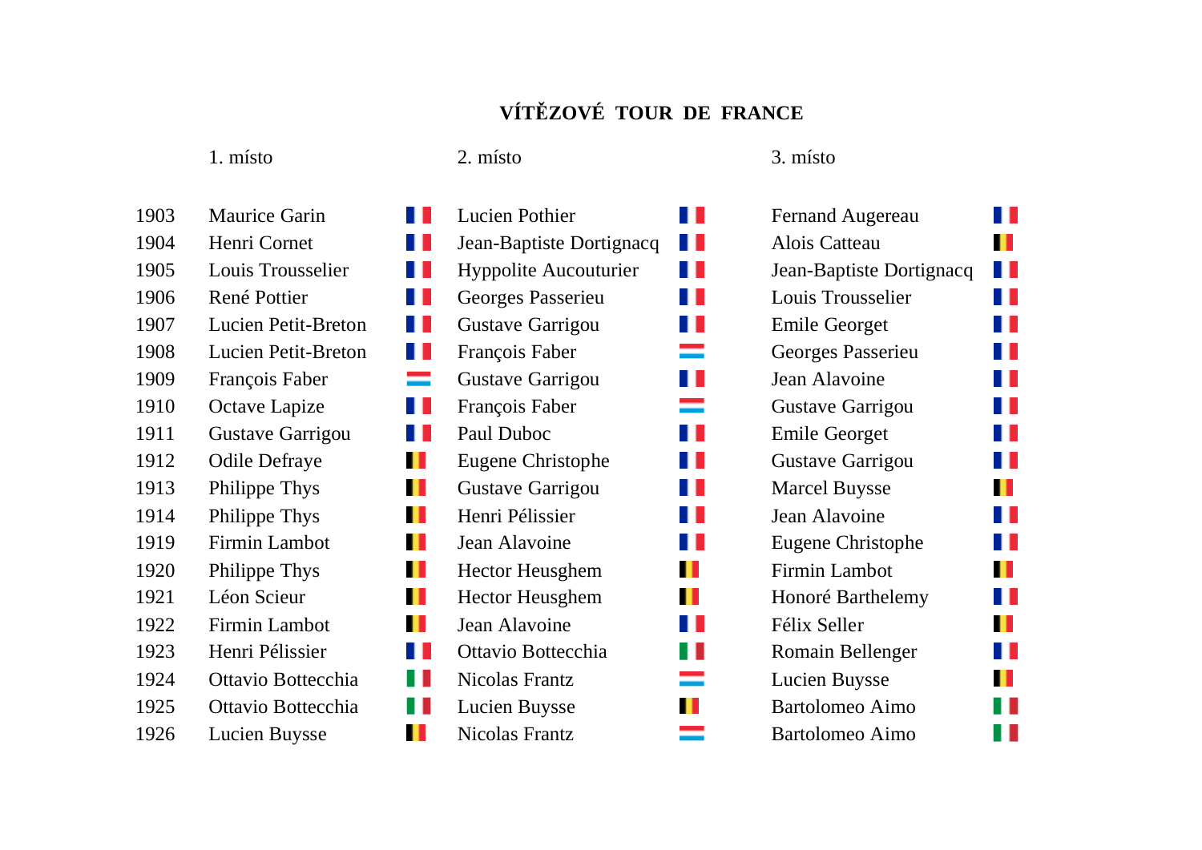# VÍTĚZOVÉ TOUR DE FRANCE

| | 1. místo | | 2. místo | | 3. místo | |
|---|---|---|---|---|---|---|
| 1903 | Maurice Garin | | Lucien Pothier | | Fernand Augereau | |
| 1904 | Henri Cornet | | Jean-Baptiste Dortignacq | | Alois Catteau | |
| 1905 | Louis Trousselier | | Hyppolite Aucouturier | | Jean-Baptiste Dortignacq | |
| 1906 | René Pottier | | Georges Passerieu | | Louis Trousselier | |
| 1907 | Lucien Petit-Breton | | Gustave Garrigou | | Emile Georget | |
| 1908 | Lucien Petit-Breton | | François Faber | | Georges Passerieu | |
| 1909 | François Faber | | Gustave Garrigou | | Jean Alavoine | |
| 1910 | Octave Lapize | | François Faber | | Gustave Garrigou | |
| 1911 | Gustave Garrigou | | Paul Duboc | | Emile Georget | |
| 1912 | Odile Defraye | | Eugene Christophe | | Gustave Garrigou | |
| 1913 | Philippe Thys | | Gustave Garrigou | | Marcel Buysse | |
| 1914 | Philippe Thys | | Henri Pélissier | | Jean Alavoine | |
| 1919 | Firmin Lambot | | Jean Alavoine | | Eugene Christophe | |
| 1920 | Philippe Thys | | Hector Heusghem | | Firmin Lambot | |
| 1921 | Léon Scieur | | Hector Heusghem | | Honoré Barthelemy | |
| 1922 | Firmin Lambot | | Jean Alavoine | | Félix Seller | |
| 1923 | Henri Pélissier | | Ottavio Bottecchia | | Romain Bellenger | |
| 1924 | Ottavio Bottecchia | | Nicolas Frantz | | Lucien Buysse | |
| 1925 | Ottavio Bottecchia | | Lucien Buysse | | Bartolomeo Aimo | |
| 1926 | Lucien Buysse | | Nicolas Frantz | | Bartolomeo Aimo | |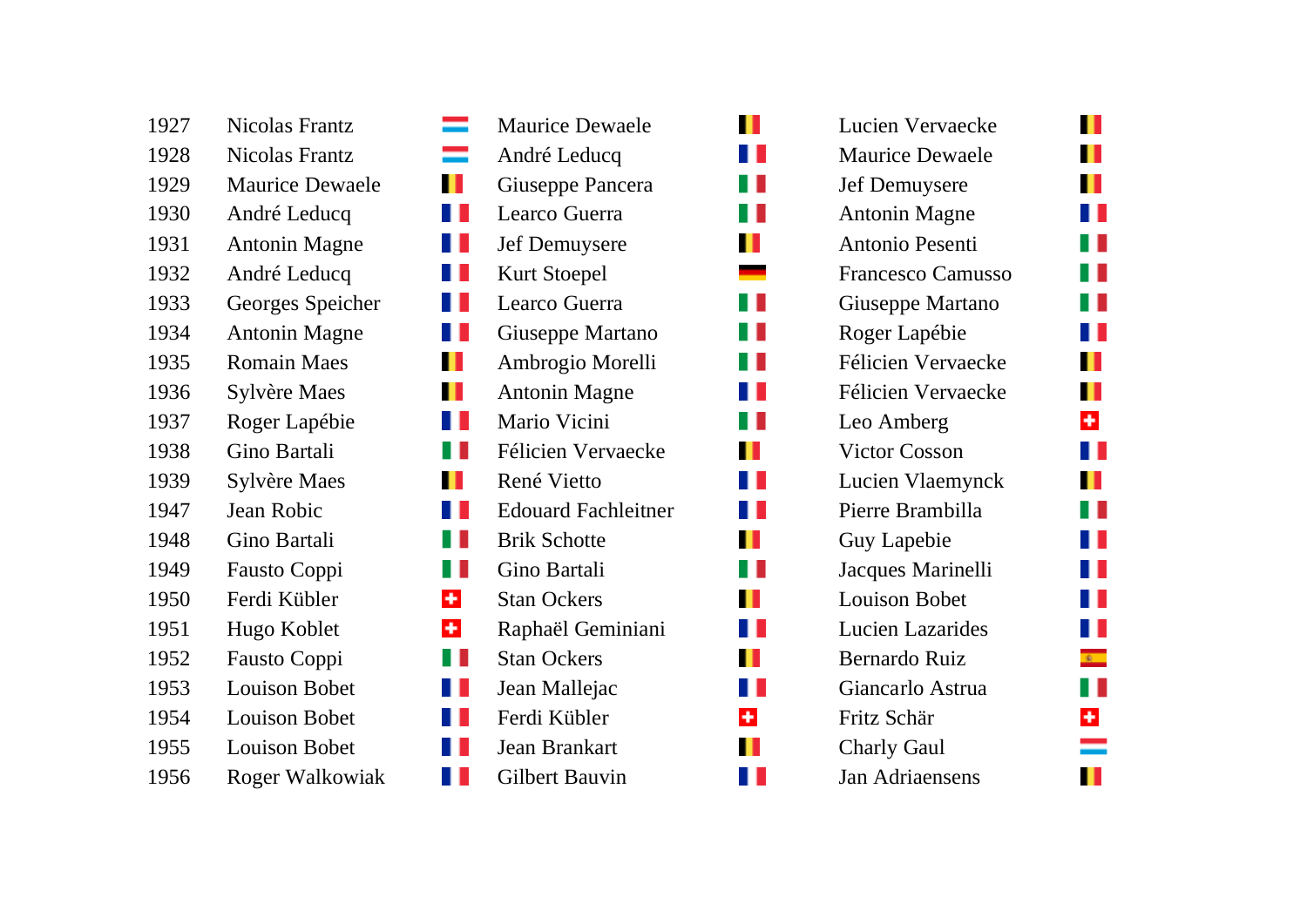| | | | |
|---|---|---|---|
| 1927 | Nicolas Frantz | Maurice Dewaele | Lucien Vervaecke |
| 1928 | Nicolas Frantz | André Leducq | Maurice Dewaele |
| 1929 | Maurice Dewaele | Giuseppe Pancera | Jef Demuysere |
| 1930 | André Leducq | Learco Guerra | Antonin Magne |
| 1931 | Antonin Magne | Jef Demuysere | Antonio Pesenti |
| 1932 | André Leducq | Kurt Stoepel | Francesco Camusso |
| 1933 | Georges Speicher | Learco Guerra | Giuseppe Martano |
| 1934 | Antonin Magne | Giuseppe Martano | Roger Lapébie |
| 1935 | Romain Maes | Ambrogio Morelli | Félicien Vervaecke |
| 1936 | Sylvère Maes | Antonin Magne | Félicien Vervaecke |
| 1937 | Roger Lapébie | Mario Vicini | Leo Amberg |
| 1938 | Gino Bartali | Félicien Vervaecke | Victor Cosson |
| 1939 | Sylvère Maes | René Vietto | Lucien Vlaemynck |
| 1947 | Jean Robic | Edouard Fachleitner | Pierre Brambilla |
| 1948 | Gino Bartali | Brik Schotte | Guy Lapebie |
| 1949 | Fausto Coppi | Gino Bartali | Jacques Marinelli |
| 1950 | Ferdi Kübler | Stan Ockers | Louison Bobet |
| 1951 | Hugo Koblet | Raphaël Geminiani | Lucien Lazarides |
| 1952 | Fausto Coppi | Stan Ockers | Bernardo Ruiz |
| 1953 | Louison Bobet | Jean Mallejac | Giancarlo Astrua |
| 1954 | Louison Bobet | Ferdi Kübler | Fritz Schär |
| 1955 | Louison Bobet | Jean Brankart | Charly Gaul |
| 1956 | Roger Walkowiak | Gilbert Bauvin | Jan Adriaensens |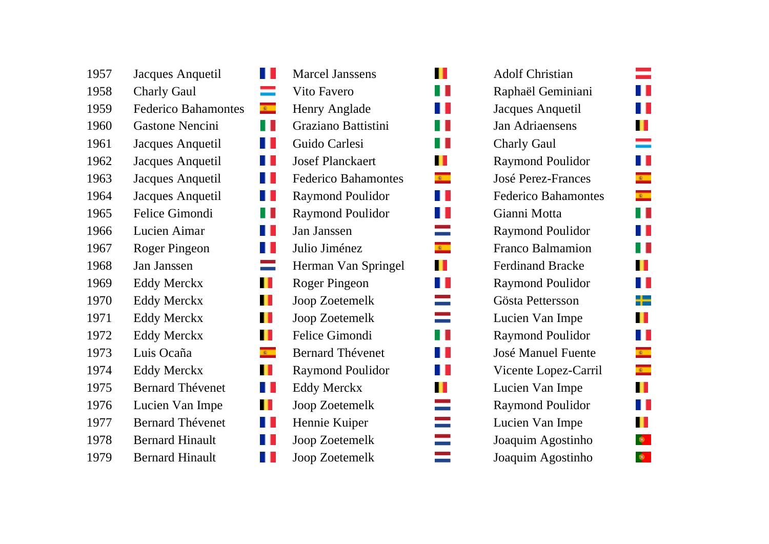| | | | | | | |
|---|---|---|---|---|---|---|
| 1957 | Jacques Anquetil | | Marcel Janssens | | Adolf Christian | |
| 1958 | Charly Gaul | | Vito Favero | | Raphaël Geminiani | |
| 1959 | Federico Bahamontes | | Henry Anglade | | Jacques Anquetil | |
| 1960 | Gastone Nencini | | Graziano Battistini | | Jan Adriaensens | |
| 1961 | Jacques Anquetil | | Guido Carlesi | | Charly Gaul | |
| 1962 | Jacques Anquetil | | Josef Planckaert | | Raymond Poulidor | |
| 1963 | Jacques Anquetil | | Federico Bahamontes | | José Perez-Frances | |
| 1964 | Jacques Anquetil | | Raymond Poulidor | | Federico Bahamontes | |
| 1965 | Felice Gimondi | | Raymond Poulidor | | Gianni Motta | |
| 1966 | Lucien Aimar | | Jan Janssen | | Raymond Poulidor | |
| 1967 | Roger Pingeon | | Julio Jiménez | | Franco Balmamion | |
| 1968 | Jan Janssen | | Herman Van Springel | | Ferdinand Bracke | |
| 1969 | Eddy Merckx | | Roger Pingeon | | Raymond Poulidor | |
| 1970 | Eddy Merckx | | Joop Zoetemelk | | Gösta Pettersson | |
| 1971 | Eddy Merckx | | Joop Zoetemelk | | Lucien Van Impe | |
| 1972 | Eddy Merckx | | Felice Gimondi | | Raymond Poulidor | |
| 1973 | Luis Ocaña | | Bernard Thévenet | | José Manuel Fuente | |
| 1974 | Eddy Merckx | | Raymond Poulidor | | Vicente Lopez-Carril | |
| 1975 | Bernard Thévenet | | Eddy Merckx | | Lucien Van Impe | |
| 1976 | Lucien Van Impe | | Joop Zoetemelk | | Raymond Poulidor | |
| 1977 | Bernard Thévenet | | Hennie Kuiper | | Lucien Van Impe | |
| 1978 | Bernard Hinault | | Joop Zoetemelk | | Joaquim Agostinho | |
| 1979 | Bernard Hinault | | Joop Zoetemelk | | Joaquim Agostinho | |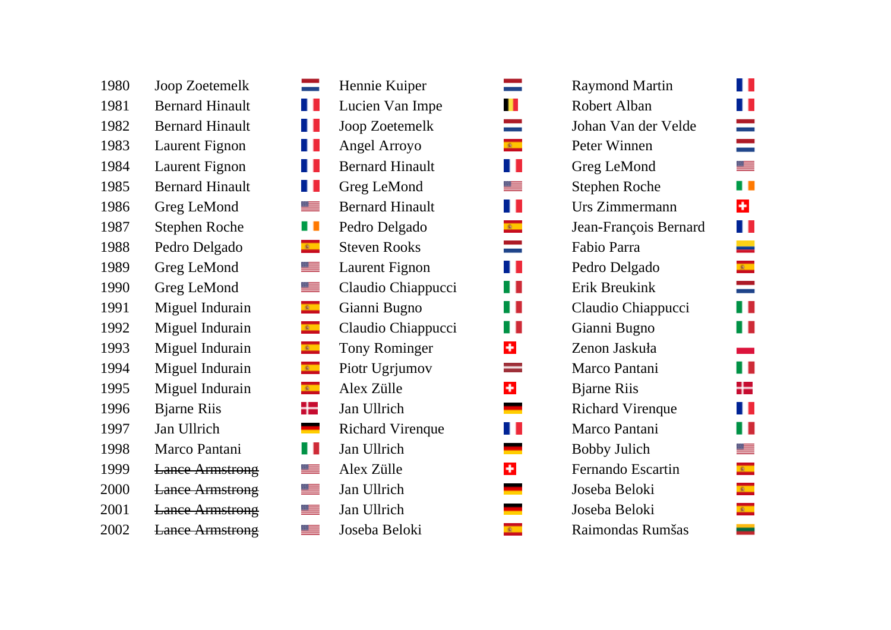| | | | | | | |
|---|---|---|---|---|---|---|
| 1980 | Joop Zoetemelk | | Hennie Kuiper | | Raymond Martin | |
| 1981 | Bernard Hinault | | Lucien Van Impe | | Robert Alban | |
| 1982 | Bernard Hinault | | Joop Zoetemelk | | Johan Van der Velde | |
| 1983 | Laurent Fignon | | Angel Arroyo | | Peter Winnen | |
| 1984 | Laurent Fignon | | Bernard Hinault | | Greg LeMond | |
| 1985 | Bernard Hinault | | Greg LeMond | | Stephen Roche | |
| 1986 | Greg LeMond | | Bernard Hinault | | Urs Zimmermann | |
| 1987 | Stephen Roche | | Pedro Delgado | | Jean-François Bernard | |
| 1988 | Pedro Delgado | | Steven Rooks | | Fabio Parra | |
| 1989 | Greg LeMond | | Laurent Fignon | | Pedro Delgado | |
| 1990 | Greg LeMond | | Claudio Chiappucci | | Erik Breukink | |
| 1991 | Miguel Indurain | | Gianni Bugno | | Claudio Chiappucci | |
| 1992 | Miguel Indurain | | Claudio Chiappucci | | Gianni Bugno | |
| 1993 | Miguel Indurain | | Tony Rominger | | Zenon Jaskuła | |
| 1994 | Miguel Indurain | | Piotr Ugrjumov | | Marco Pantani | |
| 1995 | Miguel Indurain | | Alex Zülle | | Bjarne Riis | |
| 1996 | Bjarne Riis | | Jan Ullrich | | Richard Virenque | |
| 1997 | Jan Ullrich | | Richard Virenque | | Marco Pantani | |
| 1998 | Marco Pantani | | Jan Ullrich | | Bobby Julich | |
| 1999 | ~~Lance Armstrong~~ | | Alex Zülle | | Fernando Escartin | |
| 2000 | ~~Lance Armstrong~~ | | Jan Ullrich | | Joseba Beloki | |
| 2001 | ~~Lance Armstrong~~ | | Jan Ullrich | | Joseba Beloki | |
| 2002 | ~~Lance Armstrong~~ | | Joseba Beloki | | Raimondas Rumšas | |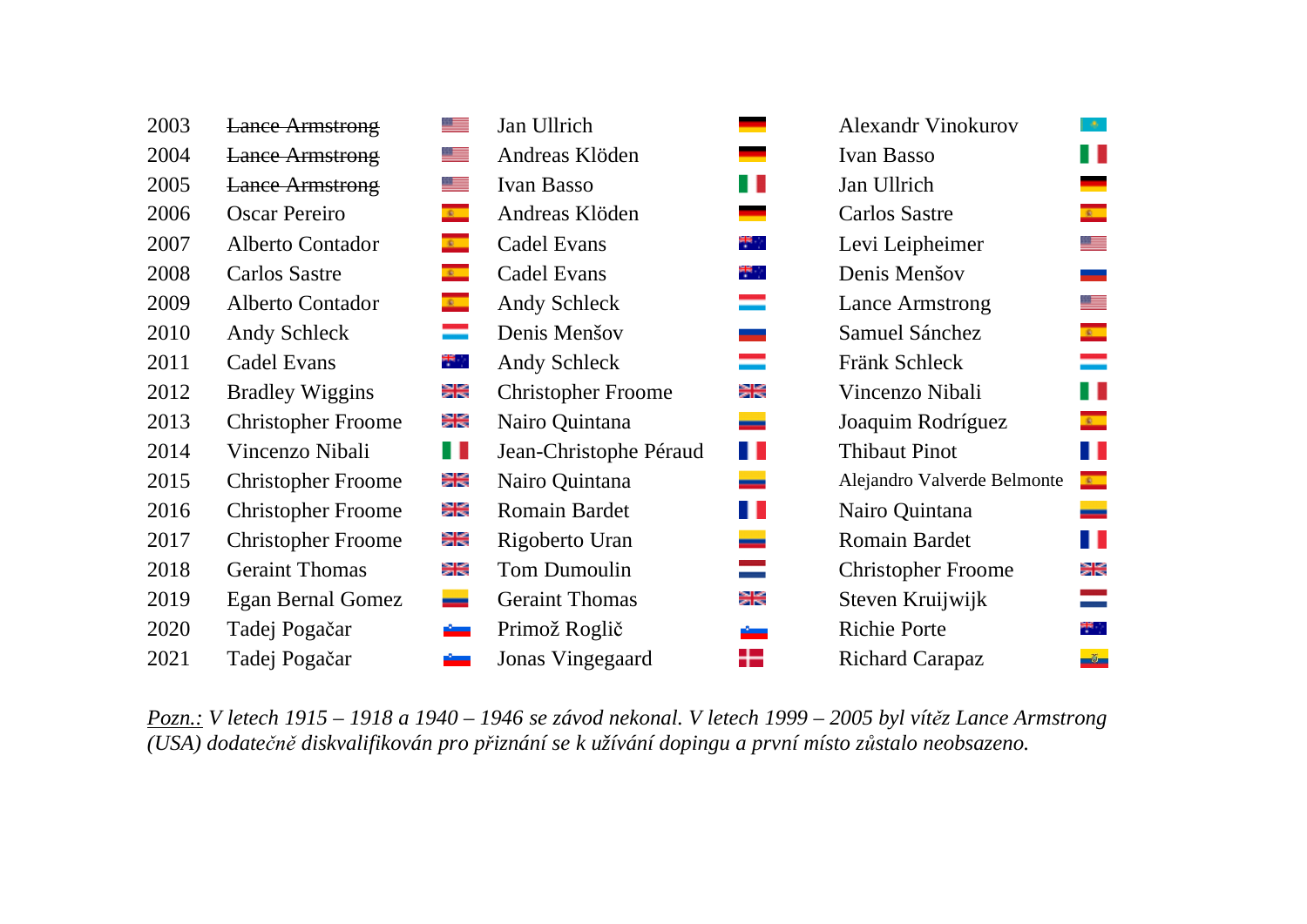| | | | | | | |
|---|---|---|---|---|---|---|
| 2003 | ~~Lance Armstrong~~ | | Jan Ullrich | | Alexandr Vinokurov | |
| 2004 | ~~Lance Armstrong~~ | | Andreas Klöden | | Ivan Basso | |
| 2005 | ~~Lance Armstrong~~ | | Ivan Basso | | Jan Ullrich | |
| 2006 | Oscar Pereiro | | Andreas Klöden | | Carlos Sastre | |
| 2007 | Alberto Contador | | Cadel Evans | | Levi Leipheimer | |
| 2008 | Carlos Sastre | | Cadel Evans | | Denis Menšov | |
| 2009 | Alberto Contador | | Andy Schleck | | Lance Armstrong | |
| 2010 | Andy Schleck | | Denis Menšov | | Samuel Sánchez | |
| 2011 | Cadel Evans | | Andy Schleck | | Fränk Schleck | |
| 2012 | Bradley Wiggins | | Christopher Froome | | Vincenzo Nibali | |
| 2013 | Christopher Froome | | Nairo Quintana | | Joaquim Rodríguez | |
| 2014 | Vincenzo Nibali | | Jean-Christophe Péraud | | Thibaut Pinot | |
| 2015 | Christopher Froome | | Nairo Quintana | | Alejandro Valverde Belmonte | |
| 2016 | Christopher Froome | | Romain Bardet | | Nairo Quintana | |
| 2017 | Christopher Froome | | Rigoberto Uran | | Romain Bardet | |
| 2018 | Geraint Thomas | | Tom Dumoulin | | Christopher Froome | |
| 2019 | Egan Bernal Gomez | | Geraint Thomas | | Steven Kruijwijk | |
| 2020 | Tadej Pogačar | | Primož Roglič | | Richie Porte | |
| 2021 | Tadej Pogačar | | Jonas Vingegaard | | Richard Carapaz | |

*Pozn.: V letech 1915 – 1918 a 1940 – 1946 se závod nekonal. V letech 1999 – 2005 byl vítěz Lance Armstrong (USA) dodatečně diskvalifikován pro přiznání se k užívání dopingu a první místo zůstalo neobsazeno.*